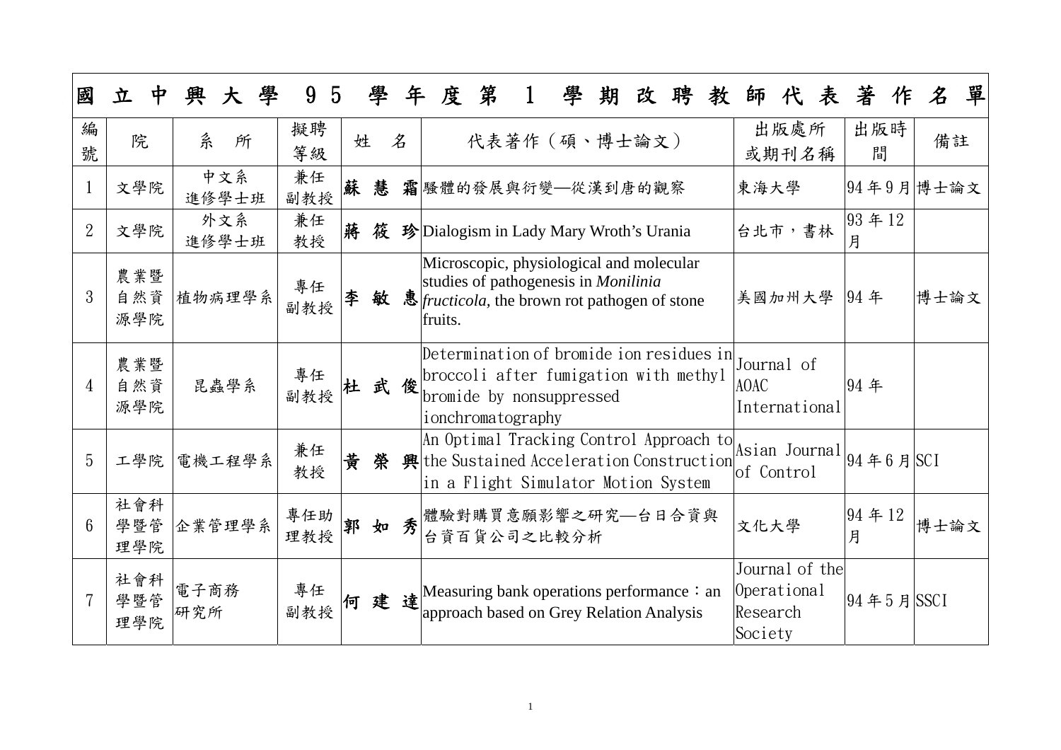# 國立中興大學 95 學年度第 1 學期改聘教師代表著作名單

| 編號 | 院 | 系所 | 擬聘等級 | 姓名 | 代表著作（碩、博士論文） | 出版處所或期刊名稱 | 出版時間 | 備註 |
|---|---|---|---|---|---|---|---|---|
| 1 | 文學院 | 中文系進修學士班 | 兼任副教授 | 蘇慧霜 | 騷體的發展與衍變—從漢到唐的觀察 | 東海大學 | 94 年 9 月 | 博士論文 |
| 2 | 文學院 | 外文系進修學士班 | 兼任教授 | 蔣筱珍 | Dialogism in Lady Mary Wroth's Urania | 台北市，書林 | 93 年 12 月 | |
| 3 | 農業暨自然資源學院 | 植物病理學系 | 專任副教授 | 李敏惠 | Microscopic, physiological and molecular studies of pathogenesis in *Monilinia fructicola*, the brown rot pathogen of stone fruits. | 美國加州大學 | 94 年 | 博士論文 |
| 4 | 農業暨自然資源學院 | 昆蟲學系 | 專任副教授 | 杜武俊 | Determination of bromide ion residues in broccoli after fumigation with methyl bromide by nonsuppressed ionchromatography | Journal of AOAC International | 94 年 | |
| 5 | 工學院 | 電機工程學系 | 兼任教授 | 黃榮興 | An Optimal Tracking Control Approach to the Sustained Acceleration Construction in a Flight Simulator Motion System | Asian Journal of Control | 94 年 6 月 | SCI |
| 6 | 社會科學暨管理學院 | 企業管理學系 | 專任助理教授 | 郭如秀 | 體驗對購買意願影響之研究—台日合資與台資百貨公司之比較分析 | 文化大學 | 94 年 12 月 | 博士論文 |
| 7 | 社會科學暨管理學院 | 電子商務研究所 | 專任副教授 | 何建達 | Measuring bank operations performance：an approach based on Grey Relation Analysis | Journal of the Operational Research Society | 94 年 5 月 | SSCI |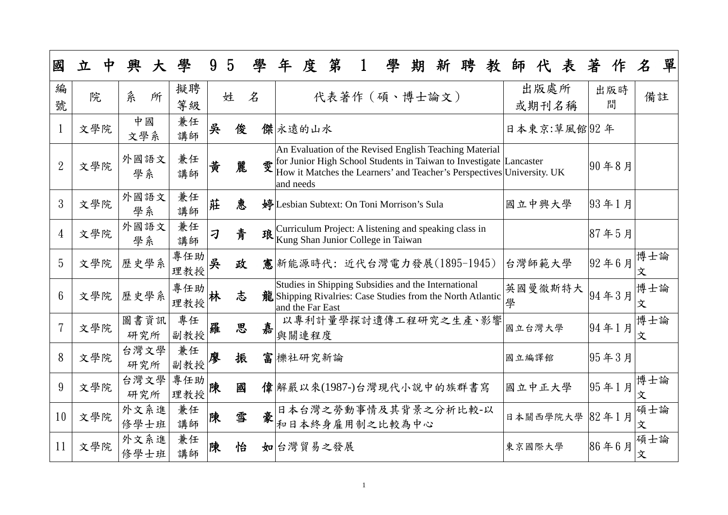# 國立中興大學 95 學年度第 1 學期新聘教師代表著作名單

| 編號 | 院 | 系　所 | 擬聘等級 | 姓　名 | 代表著作（碩、博士論文） | 出版處所或期刊名稱 | 出版時間 | 備註 |
|---|---|---|---|---|---|---|---|---|
| 1 | 文學院 | 中國文學系 | 兼任講師 | 吳　俊　傑 | 永遠的山水 | 日本東京:草風館 | 92 年 | |
| 2 | 文學院 | 外國語文學系 | 兼任講師 | 黃　麗　雯 | An Evaluation of the Revised English Teaching Material for Junior High School Students in Taiwan to Investigate How it Matches the Learners' and Teacher's Perspectives and needs | Lancaster University. UK | 90 年 8 月 | |
| 3 | 文學院 | 外國語文學系 | 兼任講師 | 莊　惠　婷 | Lesbian Subtext: On Toni Morrison's Sula | 國立中興大學 | 93 年 1 月 | |
| 4 | 文學院 | 外國語文學系 | 兼任講師 | 刁　青　琅 | Curriculum Project: A listening and speaking class in Kung Shan Junior College in Taiwan | | 87 年 5 月 | |
| 5 | 文學院 | 歷史學系 | 專任助理教授 | 吳　政　憲 | 新能源時代：近代台灣電力發展(1895-1945) | 台灣師範大學 | 92 年 6 月 | 博士論文 |
| 6 | 文學院 | 歷史學系 | 專任助理教授 | 林　志　龍 | Studies in Shipping Subsidies and the International Shipping Rivalries: Case Studies from the North Atlantic and the Far East | 英國曼徹斯特大學 | 94 年 3 月 | 博士論文 |
| 7 | 文學院 | 圖書資訊研究所 | 專任副教授 | 羅　思　嘉 | 以專利計量學探討遺傳工程研究之生產、影響與關連程度 | 國立台灣大學 | 94 年 1 月 | 博士論文 |
| 8 | 文學院 | 台灣文學研究所 | 兼任副教授 | 廖　振　富 | 櫟社研究新論 | 國立編譯館 | 95 年 3 月 | |
| 9 | 文學院 | 台灣文學研究所 | 專任助理教授 | 陳　國　偉 | 解嚴以來(1987-)台灣現代小說中的族群書寫 | 國立中正大學 | 95 年 1 月 | 博士論文 |
| 10 | 文學院 | 外文系進修學士班 | 兼任講師 | 陳　雪　豪 | 日本台灣之勞動事情及其背景之分析比較-以和日本終身雇用制之比較為中心 | 日本關西學院大學 | 82 年 1 月 | 碩士論文 |
| 11 | 文學院 | 外文系進修學士班 | 兼任講師 | 陳　怡　如 | 台灣貿易之發展 | 東京國際大學 | 86 年 6 月 | 碩士論文 |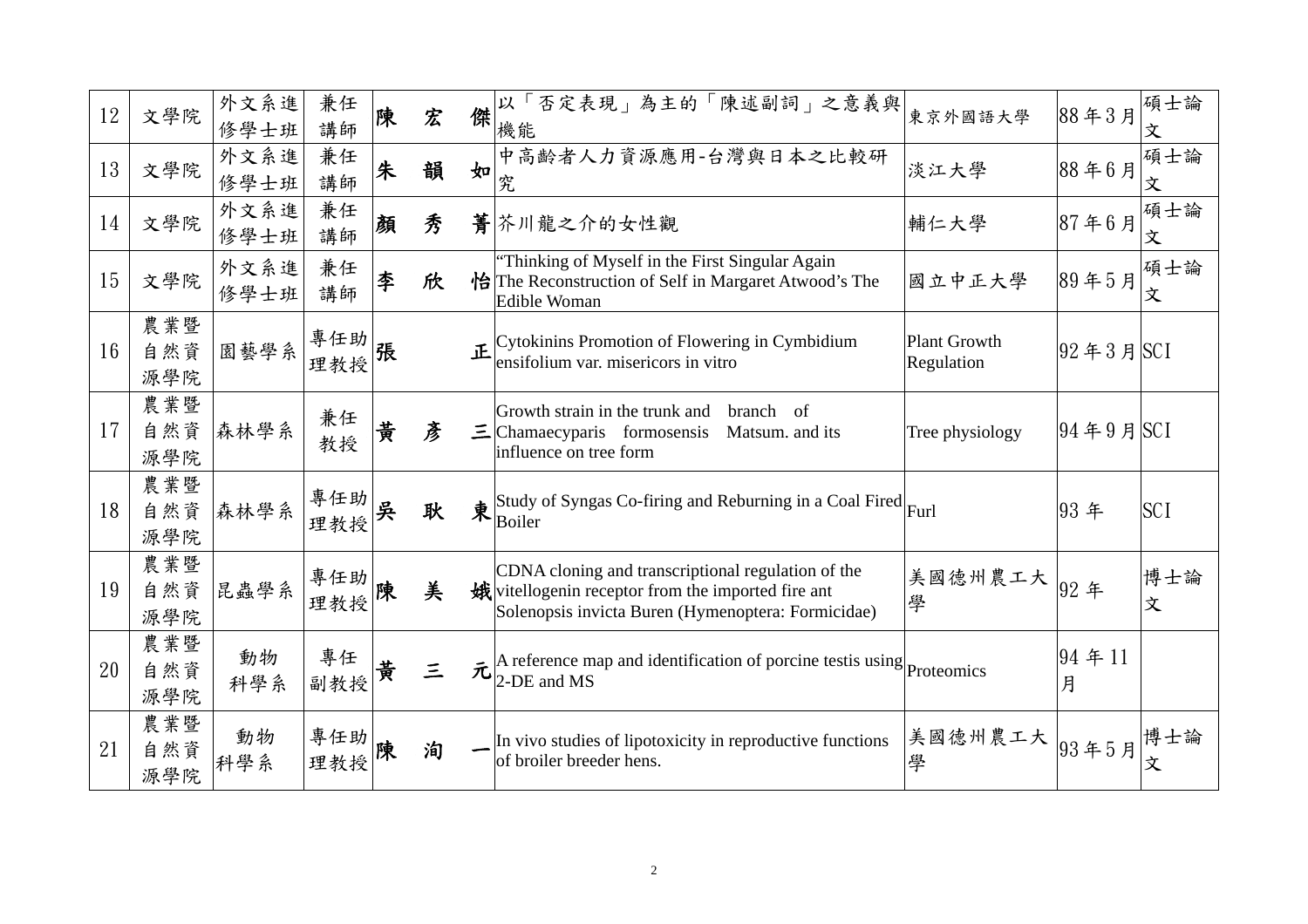| 12 | 文學院 | 外文系進修學士班 | 兼任講師 | 陳　宏　傑 | 以「否定表現」為主的「陳述副詞」之意義與機能 | 東京外國語大學 | 88 年 3 月 | 碩士論文 |
|---|---|---|---|---|---|---|---|---|
| 13 | 文學院 | 外文系進修學士班 | 兼任講師 | 朱　韻　如 | 中高齡者人力資源應用-台灣與日本之比較研究 | 淡江大學 | 88 年 6 月 | 碩士論文 |
| 14 | 文學院 | 外文系進修學士班 | 兼任講師 | 顏　秀　菁 | 芥川龍之介的女性觀 | 輔仁大學 | 87 年 6 月 | 碩士論文 |
| 15 | 文學院 | 外文系進修學士班 | 兼任講師 | 李　欣　怡 | "Thinking of Myself in the First Singular Again The Reconstruction of Self in Margaret Atwood's The Edible Woman | 國立中正大學 | 89 年 5 月 | 碩士論文 |
| 16 | 農業暨自然資源學院 | 園藝學系 | 專任助理教授 | 張　　正 | Cytokinins Promotion of Flowering in Cymbidium ensifolium var. misericors in vitro | Plant Growth Regulation | 92 年 3 月 | SCI |
| 17 | 農業暨自然資源學院 | 森林學系 | 兼任教授 | 黃　彥　三 | Growth strain in the trunk and branch of Chamaecyparis formosensis Matsum. and its influence on tree form | Tree physiology | 94 年 9 月 | SCI |
| 18 | 農業暨自然資源學院 | 森林學系 | 專任助理教授 | 吳　耿　東 | Study of Syngas Co-firing and Reburning in a Coal Fired Boiler | Furl | 93 年 | SCI |
| 19 | 農業暨自然資源學院 | 昆蟲學系 | 專任助理教授 | 陳　美　娥 | CDNA cloning and transcriptional regulation of the vitellogenin receptor from the imported fire ant Solenopsis invicta Buren (Hymenoptera: Formicidae) | 美國德州農工大學 | 92 年 | 博士論文 |
| 20 | 農業暨自然資源學院 | 動物科學系 | 專任副教授 | 黃　三　元 | A reference map and identification of porcine testis using 2-DE and MS | Proteomics | 94 年 11 月 | |
| 21 | 農業暨自然資源學院 | 動物科學系 | 專任助理教授 | 陳　洵　一 | In vivo studies of lipotoxicity in reproductive functions of broiler breeder hens. | 美國德州農工大學 | 93 年 5 月 | 博士論文 |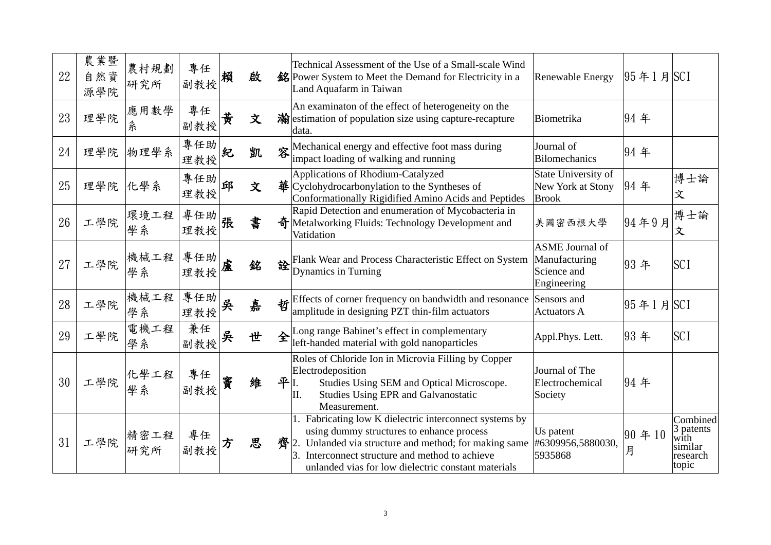| 22 | 農業暨自然資源學院 | 農村規劃研究所 | 專任副教授 | 賴　啟　銘 | Technical Assessment of the Use of a Small-scale Wind Power System to Meet the Demand for Electricity in a Land Aquafarm in Taiwan | Renewable Energy | 95 年 1 月 | SCI |
|---|---|---|---|---|---|---|---|---|
| 23 | 理學院 | 應用數學系 | 專任副教授 | 黃　文　瀚 | An examinaton of the effect of heterogeneity on the estimation of population size using capture-recapture data. | Biometrika | 94 年 | |
| 24 | 理學院 | 物理學系 | 專任助理教授 | 紀　凱　容 | Mechanical energy and effective foot mass during impact loading of walking and running | Journal of Bilomechanics | 94 年 | |
| 25 | 理學院 | 化學系 | 專任助理教授 | 邱　文　華 | Applications of Rhodium-Catalyzed Cyclohydrocarbonylation to the Syntheses of Conformationally Rigidified Amino Acids and Peptides | State University of New York at Stony Brook | 94 年 | 博士論文 |
| 26 | 工學院 | 環境工程學系 | 專任助理教授 | 張　書　奇 | Rapid Detection and enumeration of Mycobacteria in Metalworking Fluids: Technology Development and Vatidation | 美國密西根大學 | 94 年 9 月 | 博士論文 |
| 27 | 工學院 | 機械工程學系 | 專任助理教授 | 盧　銘　詮 | Flank Wear and Process Characteristic Effect on System Dynamics in Turning | ASME Journal of Manufacturing Science and Engineering | 93 年 | SCI |
| 28 | 工學院 | 機械工程學系 | 專任助理教授 | 吳　嘉　哲 | Effects of corner frequency on bandwidth and resonance amplitude in designing PZT thin-film actuators | Sensors and Actuators A | 95 年 1 月 | SCI |
| 29 | 工學院 | 電機工程學系 | 兼任副教授 | 吳　世　全 | Long range Babinet's effect in complementary left-handed material with gold nanoparticles | Appl.Phys. Lett. | 93 年 | SCI |
| 30 | 工學院 | 化學工程學系 | 專任副教授 | 竇　維　平 | Roles of Chloride Ion in Microvia Filling by Copper Electrodeposition<br>I. Studies Using SEM and Optical Microscope.<br>II. Studies Using EPR and Galvanostatic Measurement. | Journal of The Electrochemical Society | 94 年 | |
| 31 | 工學院 | 精密工程研究所 | 專任副教授 | 方　思　齊 | 1. Fabricating low K dielectric interconnect systems by using dummy structures to enhance process<br>2. Unlanded via structure and method; for making same<br>3. Interconnect structure and method to achieve unlanded vias for low dielectric constant materials | Us patent #6309956,5880030, 5935868 | 90 年 10 月 | Combined 3 patents with similar research topic |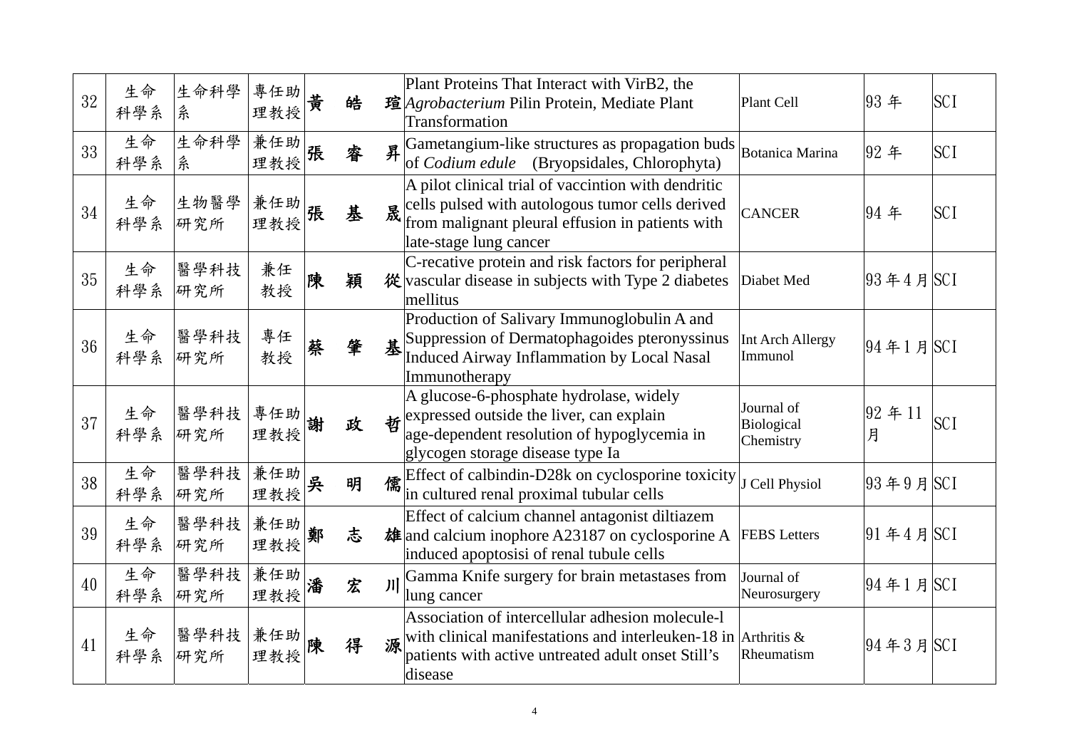| 32 | 生命科學系 | 生命科學系 | 專任助理教授 | 黃　皓　瑄 | Plant Proteins That Interact with VirB2, the *Agrobacterium* Pilin Protein, Mediate Plant Transformation | Plant Cell | 93 年 | SCI |
|---|---|---|---|---|---|---|---|---|
| 33 | 生命科學系 | 生命科學系 | 兼任助理教授 | 張　睿　昇 | Gametangium-like structures as propagation buds of *Codium edule* (Bryopsidales, Chlorophyta) | Botanica Marina | 92 年 | SCI |
| 34 | 生命科學系 | 生物醫學研究所 | 兼任助理教授 | 張　基　晟 | A pilot clinical trial of vaccintion with dendritic cells pulsed with autologous tumor cells derived from malignant pleural effusion in patients with late-stage lung cancer | CANCER | 94 年 | SCI |
| 35 | 生命科學系 | 醫學科技研究所 | 兼任教授 | 陳　穎　從 | C-recative protein and risk factors for peripheral vascular disease in subjects with Type 2 diabetes mellitus | Diabet Med | 93 年 4 月 | SCI |
| 36 | 生命科學系 | 醫學科技研究所 | 專任教授 | 蔡　肇　基 | Production of Salivary Immunoglobulin A and Suppression of Dermatophagoides pteronyssinus Induced Airway Inflammation by Local Nasal Immunotherapy | Int Arch Allergy Immunol | 94 年 1 月 | SCI |
| 37 | 生命科學系 | 醫學科技研究所 | 專任助理教授 | 謝　政　哲 | A glucose-6-phosphate hydrolase, widely expressed outside the liver, can explain age-dependent resolution of hypoglycemia in glycogen storage disease type Ia | Journal of Biological Chemistry | 92 年 11 月 | SCI |
| 38 | 生命科學系 | 醫學科技研究所 | 兼任助理教授 | 吳　明　儒 | Effect of calbindin-D28k on cyclosporine toxicity in cultured renal proximal tubular cells | J Cell Physiol | 93 年 9 月 | SCI |
| 39 | 生命科學系 | 醫學科技研究所 | 兼任助理教授 | 鄭　志　雄 | Effect of calcium channel antagonist diltiazem and calcium inophore A23187 on cyclosporine A induced apoptosisi of renal tubule cells | FEBS Letters | 91 年 4 月 | SCI |
| 40 | 生命科學系 | 醫學科技研究所 | 兼任助理教授 | 潘　宏　川 | Gamma Knife surgery for brain metastases from lung cancer | Journal of Neurosurgery | 94 年 1 月 | SCI |
| 41 | 生命科學系 | 醫學科技研究所 | 兼任助理教授 | 陳　得　源 | Association of intercellular adhesion molecule-l with clinical manifestations and interleuken-18 in patients with active untreated adult onset Still's disease | Arthritis & Rheumatism | 94 年 3 月 | SCI |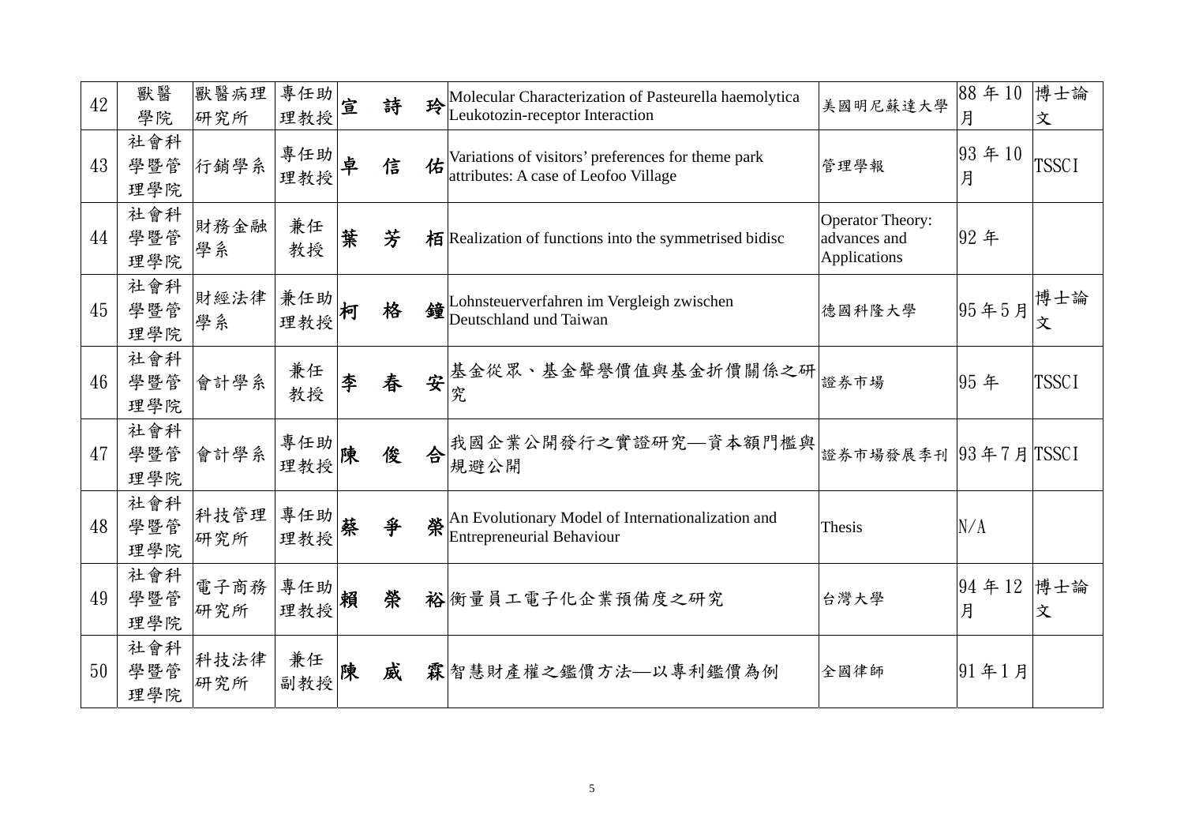| 42 | 獸醫學院 | 獸醫病理研究所 | 專任助理教授 | 宣　詩　玲 | Molecular Characterization of Pasteurella haemolytica Leukotozin-receptor Interaction | 美國明尼蘇達大學 | 88 年 10 月 | 博士論文 |
|---|---|---|---|---|---|---|---|---|
| 43 | 社會科學暨管理學院 | 行銷學系 | 專任助理教授 | 卓　信　佑 | Variations of visitors' preferences for theme park attributes: A case of Leofoo Village | 管理學報 | 93 年 10 月 | TSSCI |
| 44 | 社會科學暨管理學院 | 財務金融學系 | 兼任教授 | 葉　芳　栢 | Realization of functions into the symmetrised bidisc | Operator Theory: advances and Applications | 92 年 | |
| 45 | 社會科學暨管理學院 | 財經法律學系 | 兼任助理教授 | 柯　格　鐘 | Lohnsteuerverfahren im Vergleigh zwischen Deutschland und Taiwan | 德國科隆大學 | 95 年 5 月 | 博士論文 |
| 46 | 社會科學暨管理學院 | 會計學系 | 兼任教授 | 李　春　安 | 基金從眾、基金聲譽價值與基金折價關係之研究 | 證券市場 | 95 年 | TSSCI |
| 47 | 社會科學暨管理學院 | 會計學系 | 專任助理教授 | 陳　俊　合 | 我國企業公開發行之實證研究—資本額門檻與規避公開 | 證券市場發展季刊 | 93 年 7 月 | TSSCI |
| 48 | 社會科學暨管理學院 | 科技管理研究所 | 專任助理教授 | 蔡　爭　榮 | An Evolutionary Model of Internationalization and Entrepreneurial Behaviour | Thesis | N/A | |
| 49 | 社會科學暨管理學院 | 電子商務研究所 | 專任助理教授 | 賴　榮　裕 | 衡量員工電子化企業預備度之研究 | 台灣大學 | 94 年 12 月 | 博士論文 |
| 50 | 社會科學暨管理學院 | 科技法律研究所 | 兼任副教授 | 陳　威　霖 | 智慧財產權之鑑價方法—以專利鑑價為例 | 全國律師 | 91 年 1 月 | |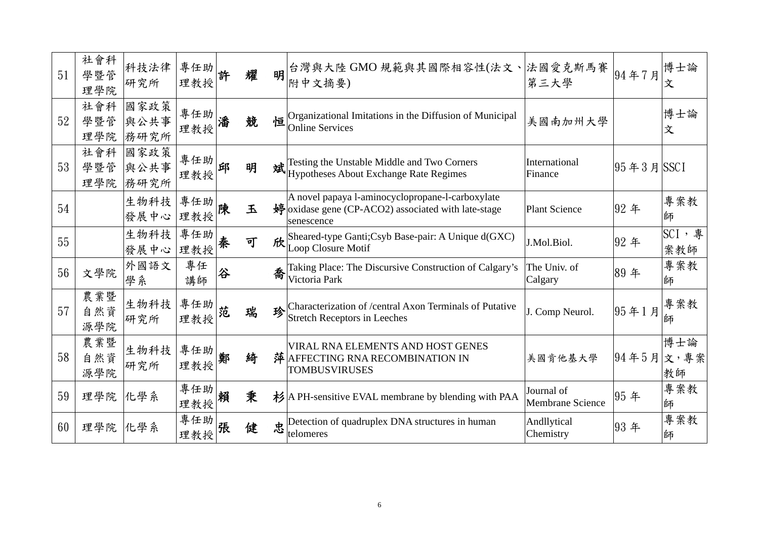| 51 | 社會科學暨管理學院 | 科技法律研究所 | 專任助理教授 | 許　耀　明 | 台灣與大陸 GMO 規範與其國際相容性(法文、附中文摘要) | 法國愛克斯馬賽第三大學 | 94 年 7 月 | 博士論文 |
|---|---|---|---|---|---|---|---|---|
| 52 | 社會科學暨管理學院 | 國家政策與公共事務研究所 | 專任助理教授 | 潘　競　恒 | Organizational Imitations in the Diffusion of Municipal Online Services | 美國南加州大學 | | 博士論文 |
| 53 | 社會科學暨管理學院 | 國家政策與公共事務研究所 | 專任助理教授 | 邱　明　斌 | Testing the Unstable Middle and Two Corners Hypotheses About Exchange Rate Regimes | International Finance | 95 年 3 月 | SSCI |
| 54 | | 生物科技發展中心 | 專任助理教授 | 陳　玉　婷 | A novel papaya l-aminocyclopropane-l-carboxylate oxidase gene (CP-ACO2) associated with late-stage senescence | Plant Science | 92 年 | 專案教師 |
| 55 | | 生物科技發展中心 | 專任助理教授 | 秦　可　欣 | Sheared-type Ganti;Csyb Base-pair: A Unique d(GXC) Loop Closure Motif | J.Mol.Biol. | 92 年 | SCI，專案教師 |
| 56 | 文學院 | 外國語文學系 | 專任講師 | 谷　　喬 | Taking Place: The Discursive Construction of Calgary's Victoria Park | The Univ. of Calgary | 89 年 | 專案教師 |
| 57 | 農業暨自然資源學院 | 生物科技研究所 | 專任助理教授 | 范　瑞　珍 | Characterization of /central Axon Terminals of Putative Stretch Receptors in Leeches | J. Comp Neurol. | 95 年 1 月 | 專案教師 |
| 58 | 農業暨自然資源學院 | 生物科技研究所 | 專任助理教授 | 鄭　綺　萍 | VIRAL RNA ELEMENTS AND HOST GENES AFFECTING RNA RECOMBINATION IN TOMBUSVIRUSES | 美國肯他基大學 | 94 年 5 月 | 博士論文，專案教師 |
| 59 | 理學院 | 化學系 | 專任助理教授 | 賴　秉　杉 | A PH-sensitive EVAL membrane by blending with PAA | Journal of Membrane Science | 95 年 | 專案教師 |
| 60 | 理學院 | 化學系 | 專任助理教授 | 張　健　忠 | Detection of quadruplex DNA structures in human telomeres | Andllytical Chemistry | 93 年 | 專案教師 |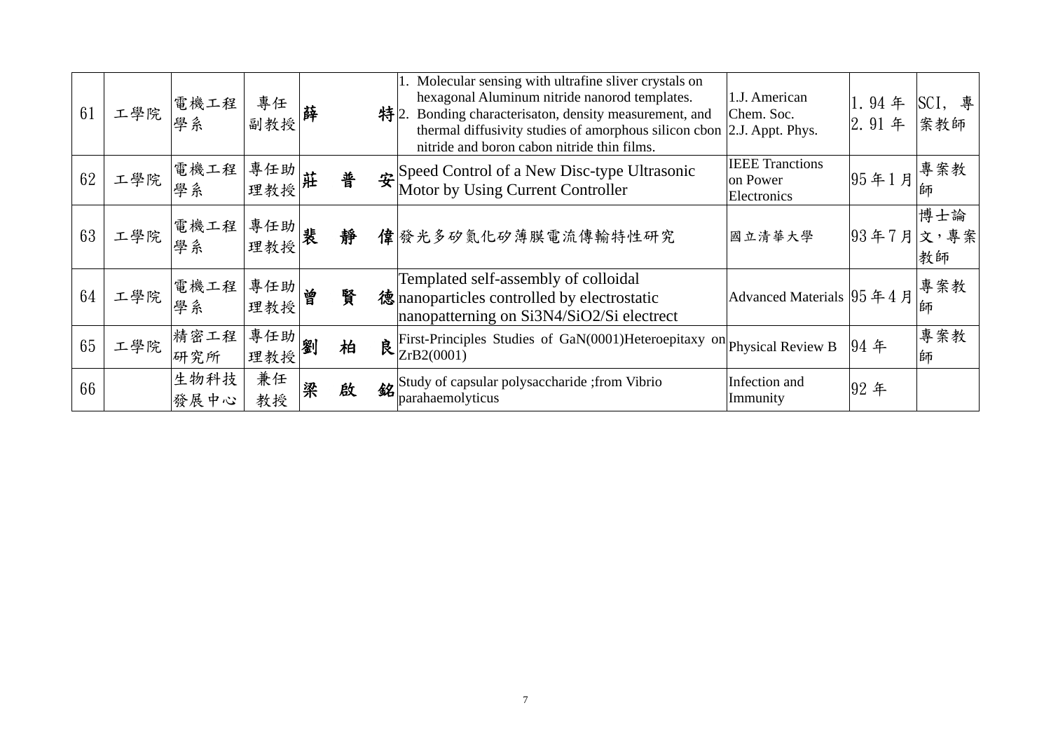| | | | | | | | | |
|---|---|---|---|---|---|---|---|---|
| 61 | 工學院 | 電機工程學系 | 專任副教授 | 薛　　特 | 1. Molecular sensing with ultrafine sliver crystals on hexagonal Aluminum nitride nanorod templates.<br>2. Bonding characterisaton, density measurement, and thermal diffusivity studies of amorphous silicon cbon nitride and boron cabon nitride thin films. | 1.J. American Chem. Soc.<br>2.J. Appt. Phys. | 1. 94 年<br>2. 91 年 | SCI, 專案教師 |
| 62 | 工學院 | 電機工程學系 | 專任助理教授 | 莊　普　安 | Speed Control of a New Disc-type Ultrasonic Motor by Using Current Controller | IEEE Tranctions on Power Electronics | 95 年 1 月 | 專案教師 |
| 63 | 工學院 | 電機工程學系 | 專任助理教授 | 裴　靜　偉 | 發光多矽氮化矽薄膜電流傳輸特性研究 | 國立清華大學 | 93 年 7 月 | 博士論文，專案教師 |
| 64 | 工學院 | 電機工程學系 | 專任助理教授 | 曾　賢　德 | Templated self-assembly of colloidal nanoparticles controlled by electrostatic nanopatterning on Si3N4/SiO2/Si electrect | Advanced Materials | 95 年 4 月 | 專案教師 |
| 65 | 工學院 | 精密工程研究所 | 專任助理教授 | 劉　柏　良 | First-Principles Studies of GaN(0001)Heteroepitaxy on ZrB2(0001) | Physical Review B | 94 年 | 專案教師 |
| 66 | | 生物科技發展中心 | 兼任教授 | 梁　啟　銘 | Study of capsular polysaccharide ;from Vibrio parahaemolyticus | Infection and Immunity | 92 年 | |